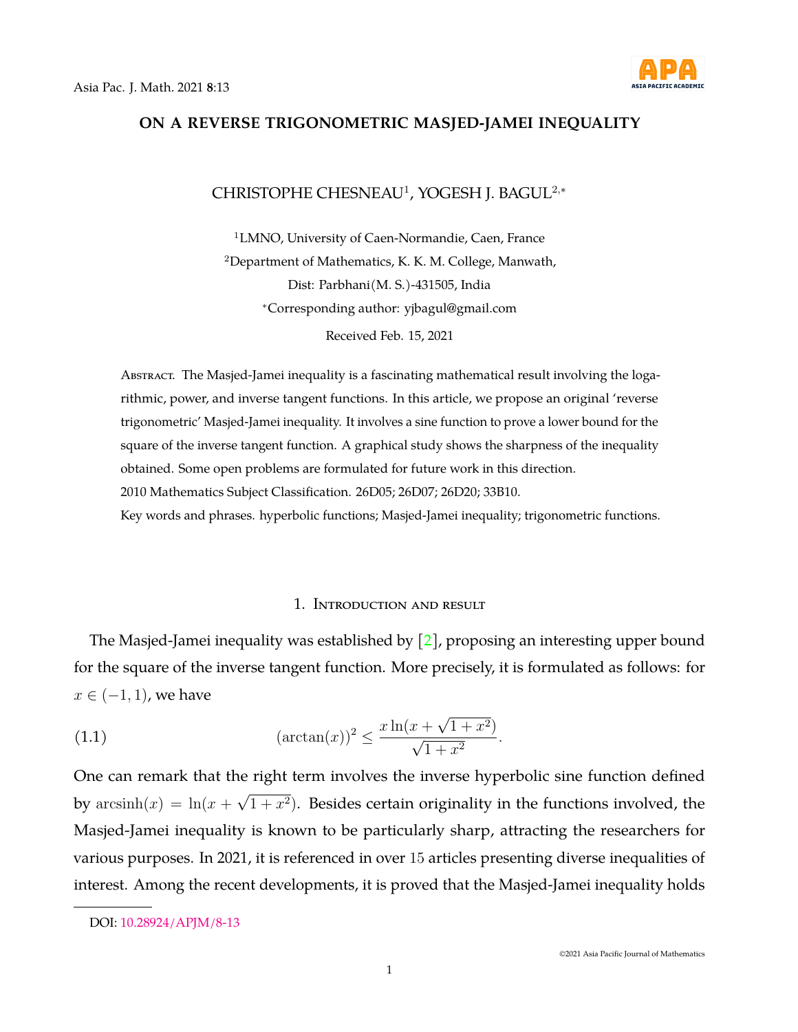# ON A REVERSE TRIGONOMETRIC MASJED-JAMEI INEQUALITY

CHRISTOPHE CHESNEAU[1], YOGESH J. BAGUL[2,*]

[1]LMNO, University of Caen-Normandie, Caen, France

[2]Department of Mathematics, K. K. M. College, Manwath,
Dist: Parbhani(M. S.)-431505, India

[*]Corresponding author: yjbagul@gmail.com

Received Feb. 15, 2021

Abstract. The Masjed-Jamei inequality is a fascinating mathematical result involving the logarithmic, power, and inverse tangent functions. In this article, we propose an original 'reverse trigonometric' Masjed-Jamei inequality. It involves a sine function to prove a lower bound for the square of the inverse tangent function. A graphical study shows the sharpness of the inequality obtained. Some open problems are formulated for future work in this direction.

2010 Mathematics Subject Classification. 26D05; 26D07; 26D20; 33B10.

Key words and phrases. hyperbolic functions; Masjed-Jamei inequality; trigonometric functions.

## 1. Introduction and result

The Masjed-Jamei inequality was established by [2], proposing an interesting upper bound for the square of the inverse tangent function. More precisely, it is formulated as follows: for $x \in (-1, 1)$, we have

$$(\arctan(x))^2 \leq \frac{x \ln(x + \sqrt{1 + x^2})}{\sqrt{1 + x^2}}. \tag{1.1}$$

One can remark that the right term involves the inverse hyperbolic sine function defined by $\operatorname{arcsinh}(x) = \ln(x + \sqrt{1 + x^2})$. Besides certain originality in the functions involved, the Masjed-Jamei inequality is known to be particularly sharp, attracting the researchers for various purposes. In 2021, it is referenced in over 15 articles presenting diverse inequalities of interest. Among the recent developments, it is proved that the Masjed-Jamei inequality holds

DOI: 10.28924/APJM/8-13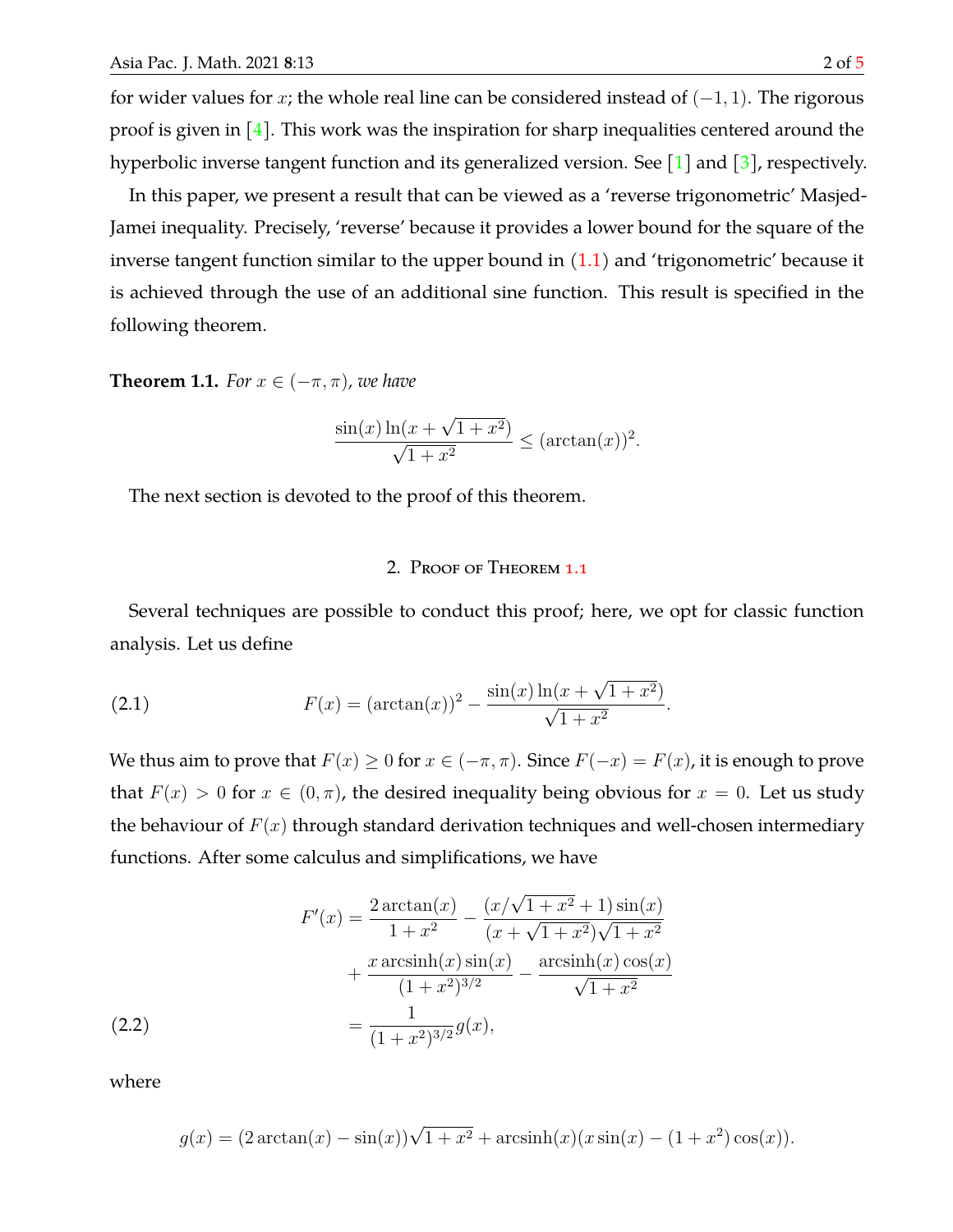for wider values for $x$; the whole real line can be considered instead of $(-1, 1)$. The rigorous proof is given in [4]. This work was the inspiration for sharp inequalities centered around the hyperbolic inverse tangent function and its generalized version. See [1] and [3], respectively.

In this paper, we present a result that can be viewed as a 'reverse trigonometric' Masjed-Jamei inequality. Precisely, 'reverse' because it provides a lower bound for the square of the inverse tangent function similar to the upper bound in (1.1) and 'trigonometric' because it is achieved through the use of an additional sine function. This result is specified in the following theorem.

**Theorem 1.1.** *For $x \in (-\pi, \pi)$, we have*

$$\frac{\sin(x)\ln(x + \sqrt{1 + x^2})}{\sqrt{1 + x^2}} \leq (\arctan(x))^2.$$

The next section is devoted to the proof of this theorem.

## 2. Proof of Theorem 1.1

Several techniques are possible to conduct this proof; here, we opt for classic function analysis. Let us define

$$F(x) = (\arctan(x))^2 - \frac{\sin(x)\ln(x + \sqrt{1 + x^2})}{\sqrt{1 + x^2}}. \tag{2.1}$$

We thus aim to prove that $F(x) \geq 0$ for $x \in (-\pi, \pi)$. Since $F(-x) = F(x)$, it is enough to prove that $F(x) > 0$ for $x \in (0, \pi)$, the desired inequality being obvious for $x = 0$. Let us study the behaviour of $F(x)$ through standard derivation techniques and well-chosen intermediary functions. After some calculus and simplifications, we have

$$\begin{aligned} F'(x) &= \frac{2\arctan(x)}{1 + x^2} - \frac{(x/\sqrt{1 + x^2} + 1)\sin(x)}{(x + \sqrt{1 + x^2})\sqrt{1 + x^2}} \\ &\quad + \frac{x \operatorname{arcsinh}(x)\sin(x)}{(1 + x^2)^{3/2}} - \frac{\operatorname{arcsinh}(x)\cos(x)}{\sqrt{1 + x^2}} \\ &= \frac{1}{(1 + x^2)^{3/2}} g(x), \end{aligned} \tag{2.2}$$

where

$$g(x) = (2\arctan(x) - \sin(x))\sqrt{1 + x^2} + \operatorname{arcsinh}(x)(x \sin(x) - (1 + x^2)\cos(x)).$$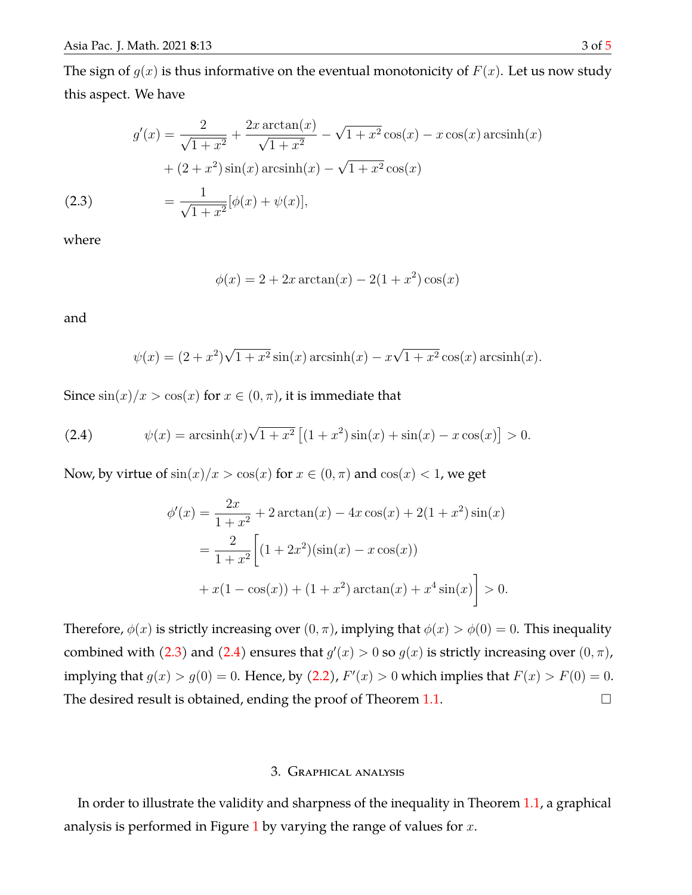The sign of $g(x)$ is thus informative on the eventual monotonicity of $F(x)$. Let us now study this aspect. We have

$$
\begin{aligned}
g'(x) &= \frac{2}{\sqrt{1+x^2}} + \frac{2x\arctan(x)}{\sqrt{1+x^2}} - \sqrt{1+x^2}\cos(x) - x\cos(x)\operatorname{arcsinh}(x) \\
&\quad + (2+x^2)\sin(x)\operatorname{arcsinh}(x) - \sqrt{1+x^2}\cos(x) \\
&= \frac{1}{\sqrt{1+x^2}}[\phi(x)+\psi(x)], \qquad (2.3)
\end{aligned}
$$

where

$$
\phi(x) = 2 + 2x\arctan(x) - 2(1+x^2)\cos(x)
$$

and

$$
\psi(x) = (2+x^2)\sqrt{1+x^2}\sin(x)\operatorname{arcsinh}(x) - x\sqrt{1+x^2}\cos(x)\operatorname{arcsinh}(x).
$$

Since $\sin(x)/x > \cos(x)$ for $x \in (0,\pi)$, it is immediate that

$$
\psi(x) = \operatorname{arcsinh}(x)\sqrt{1+x^2}\left[(1+x^2)\sin(x) + \sin(x) - x\cos(x)\right] > 0. \qquad (2.4)
$$

Now, by virtue of $\sin(x)/x > \cos(x)$ for $x \in (0,\pi)$ and $\cos(x) < 1$, we get

$$
\begin{aligned}
\phi'(x) &= \frac{2x}{1+x^2} + 2\arctan(x) - 4x\cos(x) + 2(1+x^2)\sin(x) \\
&= \frac{2}{1+x^2}\Bigg[(1+2x^2)(\sin(x) - x\cos(x)) \\
&\quad + x(1-\cos(x)) + (1+x^2)\arctan(x) + x^4\sin(x)\Bigg] > 0.
\end{aligned}
$$

Therefore, $\phi(x)$ is strictly increasing over $(0,\pi)$, implying that $\phi(x) > \phi(0) = 0$. This inequality combined with (2.3) and (2.4) ensures that $g'(x) > 0$ so $g(x)$ is strictly increasing over $(0,\pi)$, implying that $g(x) > g(0) = 0$. Hence, by (2.2), $F'(x) > 0$ which implies that $F(x) > F(0) = 0$. The desired result is obtained, ending the proof of Theorem 1.1. □

## 3. Graphical analysis

In order to illustrate the validity and sharpness of the inequality in Theorem 1.1, a graphical analysis is performed in Figure 1 by varying the range of values for $x$.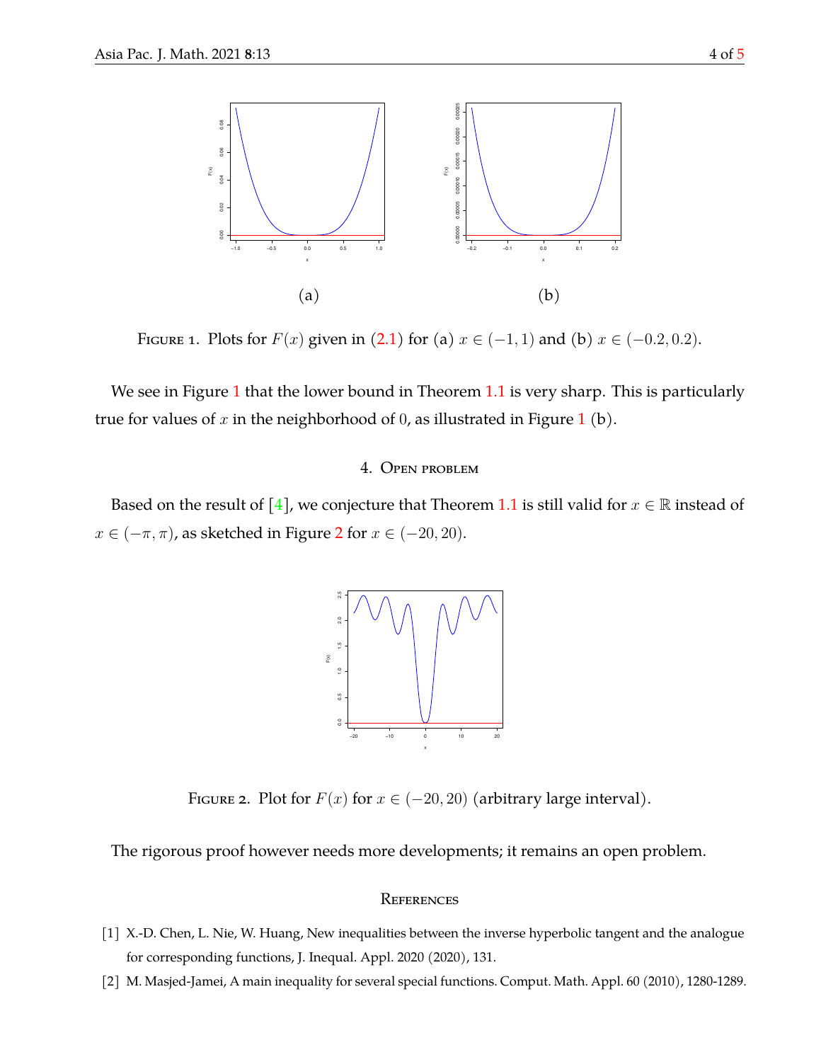(a) (b)

FIGURE 1. Plots for $F(x)$ given in (2.1) for (a) $x \in (-1, 1)$ and (b) $x \in (-0.2, 0.2)$.

We see in Figure 1 that the lower bound in Theorem 1.1 is very sharp. This is particularly true for values of $x$ in the neighborhood of $0$, as illustrated in Figure 1 (b).

## 4. Open problem

Based on the result of [4], we conjecture that Theorem 1.1 is still valid for $x \in \mathbb{R}$ instead of $x \in (-\pi, \pi)$, as sketched in Figure 2 for $x \in (-20, 20)$.

FIGURE 2. Plot for $F(x)$ for $x \in (-20, 20)$ (arbitrary large interval).

The rigorous proof however needs more developments; it remains an open problem.

## References

[1] X.-D. Chen, L. Nie, W. Huang, New inequalities between the inverse hyperbolic tangent and the analogue for corresponding functions, J. Inequal. Appl. 2020 (2020), 131.

[2] M. Masjed-Jamei, A main inequality for several special functions. Comput. Math. Appl. 60 (2010), 1280-1289.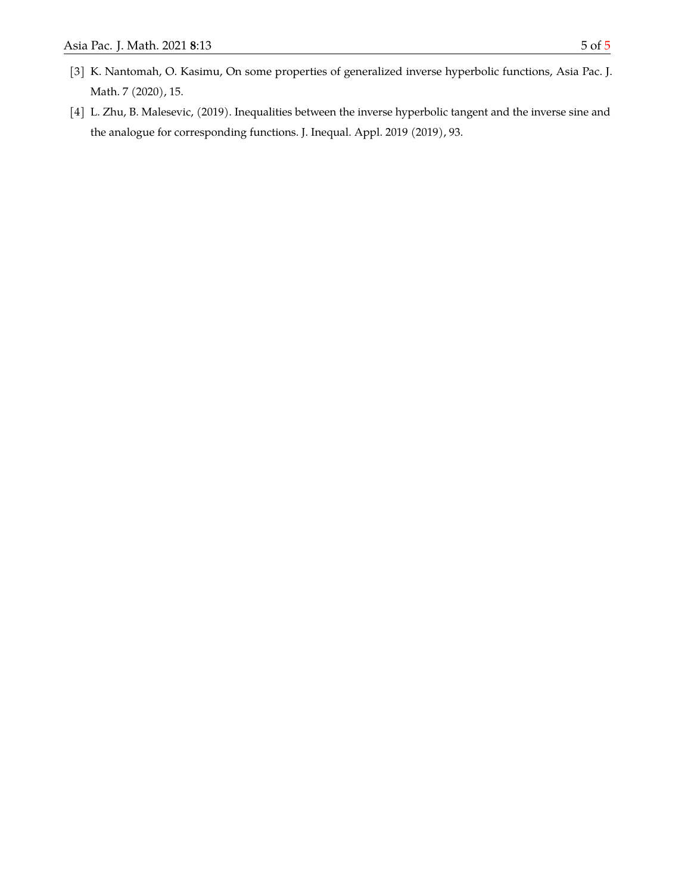[3] K. Nantomah, O. Kasimu, On some properties of generalized inverse hyperbolic functions, Asia Pac. J. Math. 7 (2020), 15.

[4] L. Zhu, B. Malesevic, (2019). Inequalities between the inverse hyperbolic tangent and the inverse sine and the analogue for corresponding functions. J. Inequal. Appl. 2019 (2019), 93.